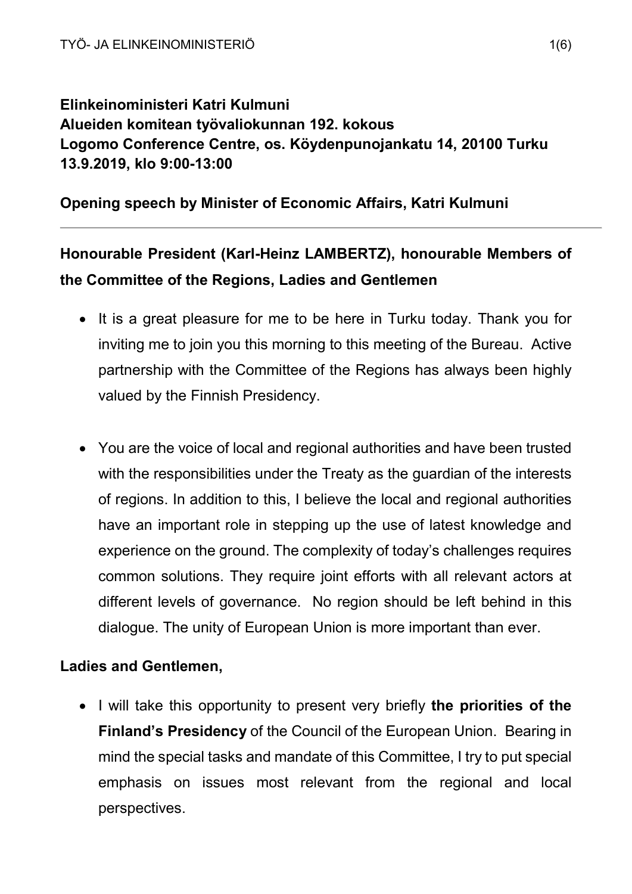**Elinkeinoministeri Katri Kulmuni**
**Alueiden komitean työvaliokunnan 192. kokous**
**Logomo Conference Centre, os. Köydenpunojankatu 14, 20100 Turku**
**13.9.2019, klo 9:00-13:00**

**Opening speech by Minister of Economic Affairs, Katri Kulmuni**

---

## Honourable President (Karl-Heinz LAMBERTZ), honourable Members of the Committee of the Regions, Ladies and Gentlemen

- It is a great pleasure for me to be here in Turku today. Thank you for inviting me to join you this morning to this meeting of the Bureau. Active partnership with the Committee of the Regions has always been highly valued by the Finnish Presidency.

- You are the voice of local and regional authorities and have been trusted with the responsibilities under the Treaty as the guardian of the interests of regions. In addition to this, I believe the local and regional authorities have an important role in stepping up the use of latest knowledge and experience on the ground. The complexity of today's challenges requires common solutions. They require joint efforts with all relevant actors at different levels of governance. No region should be left behind in this dialogue. The unity of European Union is more important than ever.

**Ladies and Gentlemen,**

- I will take this opportunity to present very briefly **the priorities of the Finland's Presidency** of the Council of the European Union. Bearing in mind the special tasks and mandate of this Committee, I try to put special emphasis on issues most relevant from the regional and local perspectives.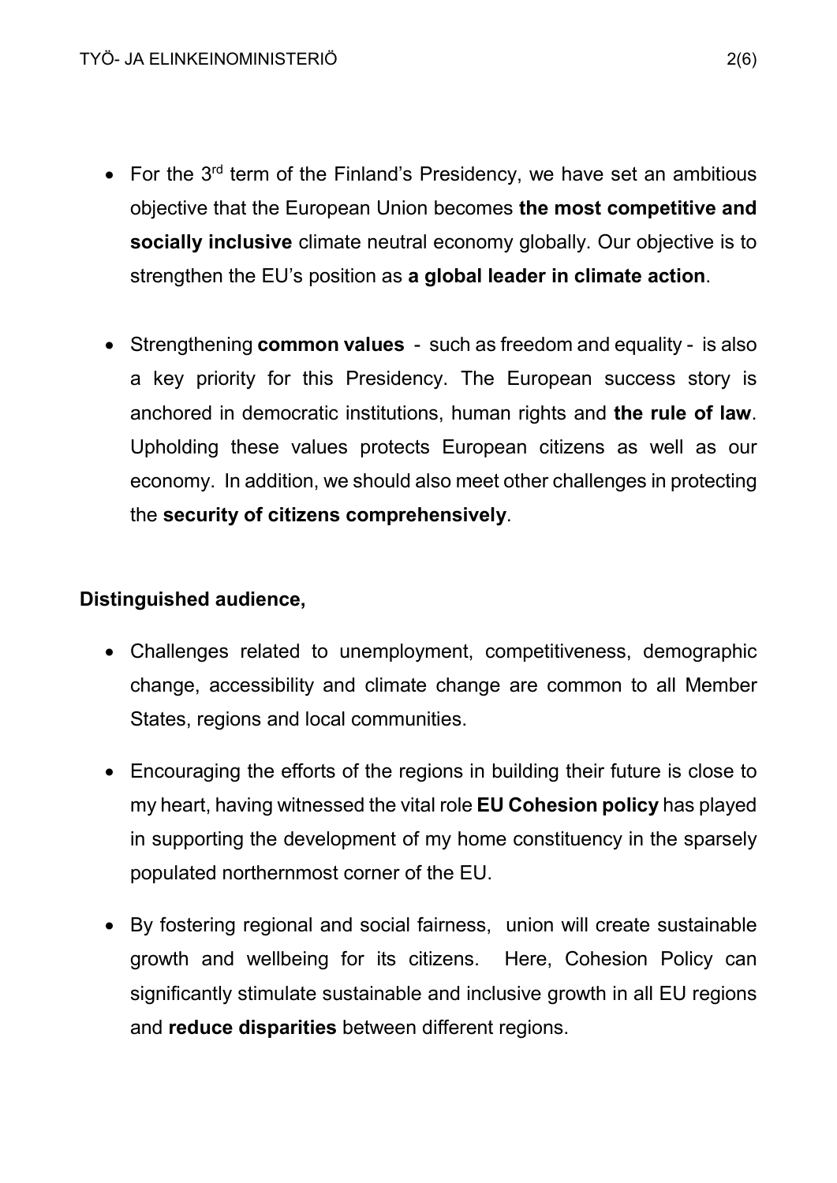- For the 3rd term of the Finland's Presidency, we have set an ambitious objective that the European Union becomes **the most competitive and socially inclusive** climate neutral economy globally. Our objective is to strengthen the EU's position as **a global leader in climate action**.

- Strengthening **common values** - such as freedom and equality - is also a key priority for this Presidency. The European success story is anchored in democratic institutions, human rights and **the rule of law**. Upholding these values protects European citizens as well as our economy. In addition, we should also meet other challenges in protecting the **security of citizens comprehensively**.

**Distinguished audience,**

- Challenges related to unemployment, competitiveness, demographic change, accessibility and climate change are common to all Member States, regions and local communities.

- Encouraging the efforts of the regions in building their future is close to my heart, having witnessed the vital role **EU Cohesion policy** has played in supporting the development of my home constituency in the sparsely populated northernmost corner of the EU.

- By fostering regional and social fairness, union will create sustainable growth and wellbeing for its citizens. Here, Cohesion Policy can significantly stimulate sustainable and inclusive growth in all EU regions and **reduce disparities** between different regions.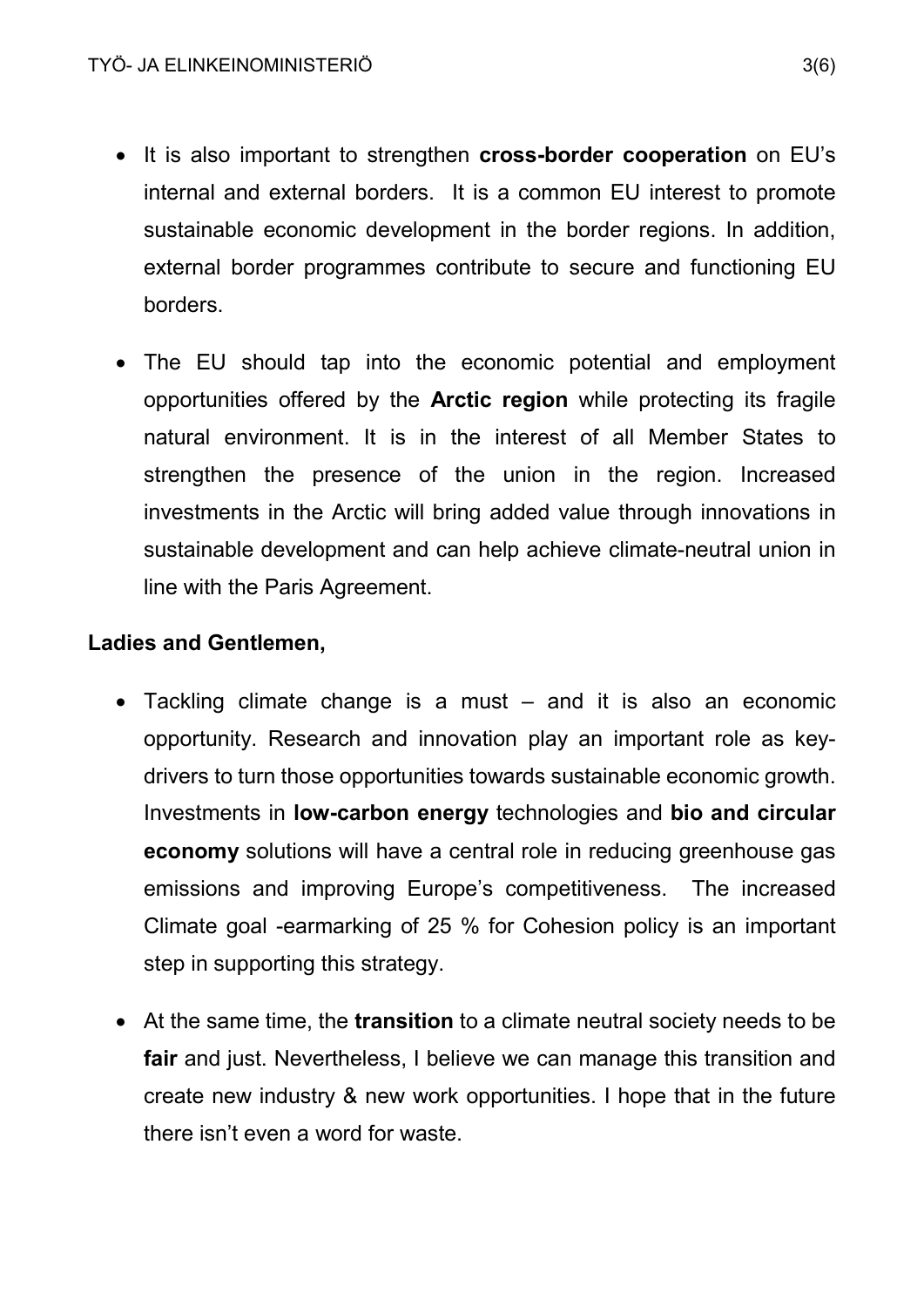- It is also important to strengthen **cross-border cooperation** on EU's internal and external borders. It is a common EU interest to promote sustainable economic development in the border regions. In addition, external border programmes contribute to secure and functioning EU borders.

- The EU should tap into the economic potential and employment opportunities offered by the **Arctic region** while protecting its fragile natural environment. It is in the interest of all Member States to strengthen the presence of the union in the region. Increased investments in the Arctic will bring added value through innovations in sustainable development and can help achieve climate-neutral union in line with the Paris Agreement.

**Ladies and Gentlemen,**

- Tackling climate change is a must – and it is also an economic opportunity. Research and innovation play an important role as key-drivers to turn those opportunities towards sustainable economic growth. Investments in **low-carbon energy** technologies and **bio and circular economy** solutions will have a central role in reducing greenhouse gas emissions and improving Europe's competitiveness. The increased Climate goal -earmarking of 25 % for Cohesion policy is an important step in supporting this strategy.

- At the same time, the **transition** to a climate neutral society needs to be **fair** and just. Nevertheless, I believe we can manage this transition and create new industry & new work opportunities. I hope that in the future there isn't even a word for waste.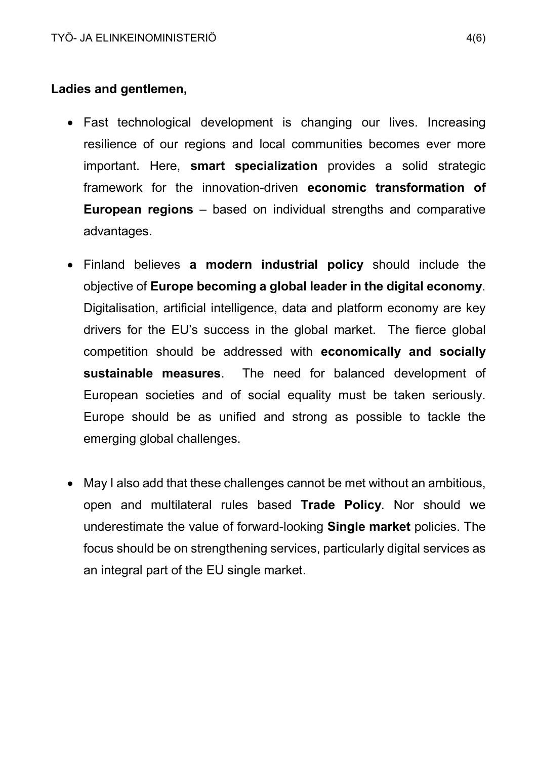**Ladies and gentlemen,**

- Fast technological development is changing our lives. Increasing resilience of our regions and local communities becomes ever more important. Here, **smart specialization** provides a solid strategic framework for the innovation-driven **economic transformation of European regions** – based on individual strengths and comparative advantages.

- Finland believes **a modern industrial policy** should include the objective of **Europe becoming a global leader in the digital economy**. Digitalisation, artificial intelligence, data and platform economy are key drivers for the EU's success in the global market. The fierce global competition should be addressed with **economically and socially sustainable measures**. The need for balanced development of European societies and of social equality must be taken seriously. Europe should be as unified and strong as possible to tackle the emerging global challenges.

- May I also add that these challenges cannot be met without an ambitious, open and multilateral rules based **Trade Policy**. Nor should we underestimate the value of forward-looking **Single market** policies. The focus should be on strengthening services, particularly digital services as an integral part of the EU single market.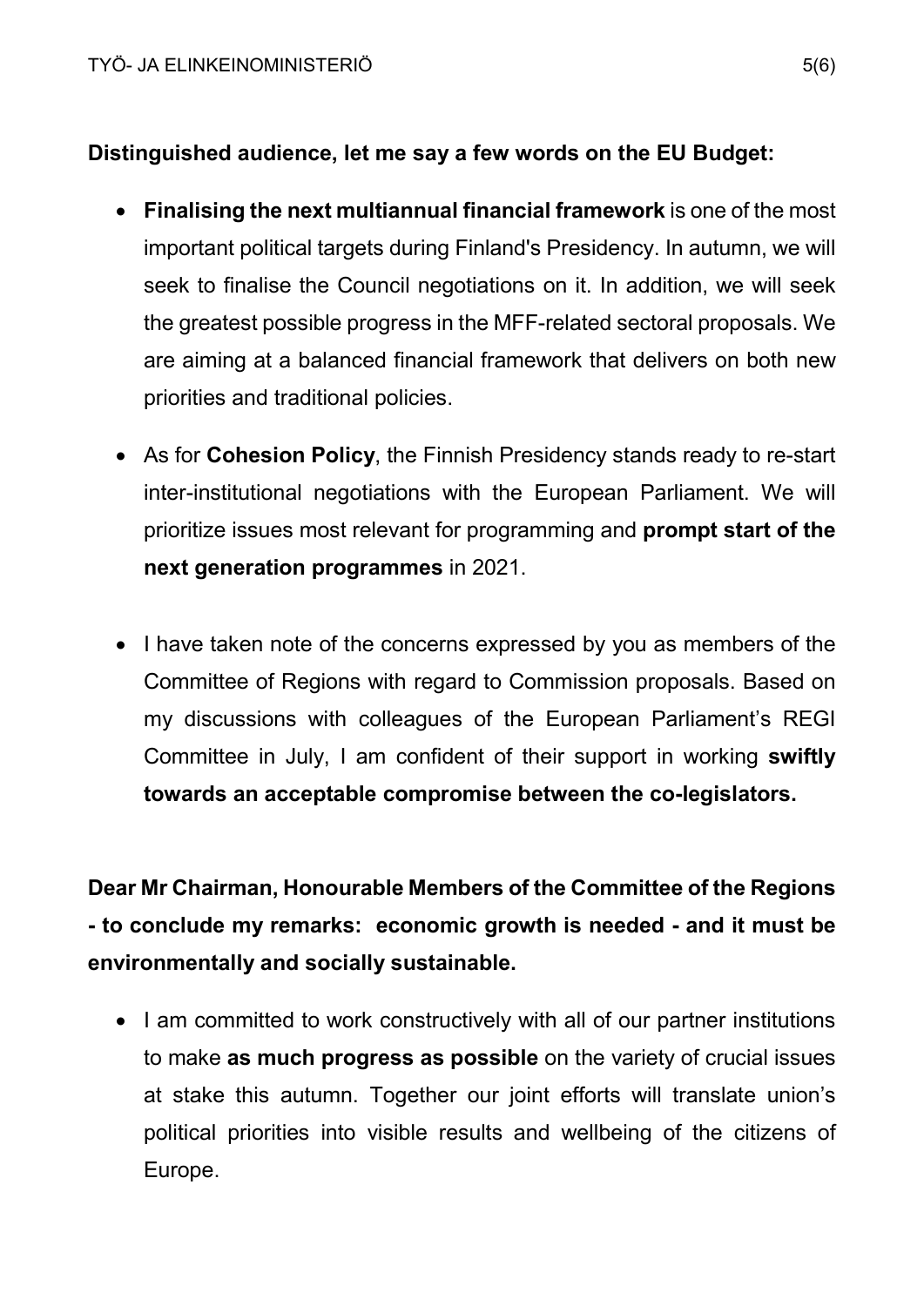**Distinguished audience, let me say a few words on the EU Budget:**

- **Finalising the next multiannual financial framework** is one of the most important political targets during Finland's Presidency. In autumn, we will seek to finalise the Council negotiations on it. In addition, we will seek the greatest possible progress in the MFF-related sectoral proposals. We are aiming at a balanced financial framework that delivers on both new priorities and traditional policies.

- As for **Cohesion Policy**, the Finnish Presidency stands ready to re-start inter-institutional negotiations with the European Parliament. We will prioritize issues most relevant for programming and **prompt start of the next generation programmes** in 2021.

- I have taken note of the concerns expressed by you as members of the Committee of Regions with regard to Commission proposals. Based on my discussions with colleagues of the European Parliament's REGI Committee in July, I am confident of their support in working **swiftly towards an acceptable compromise between the co-legislators.**

**Dear Mr Chairman, Honourable Members of the Committee of the Regions - to conclude my remarks: economic growth is needed - and it must be environmentally and socially sustainable.**

- I am committed to work constructively with all of our partner institutions to make **as much progress as possible** on the variety of crucial issues at stake this autumn. Together our joint efforts will translate union's political priorities into visible results and wellbeing of the citizens of Europe.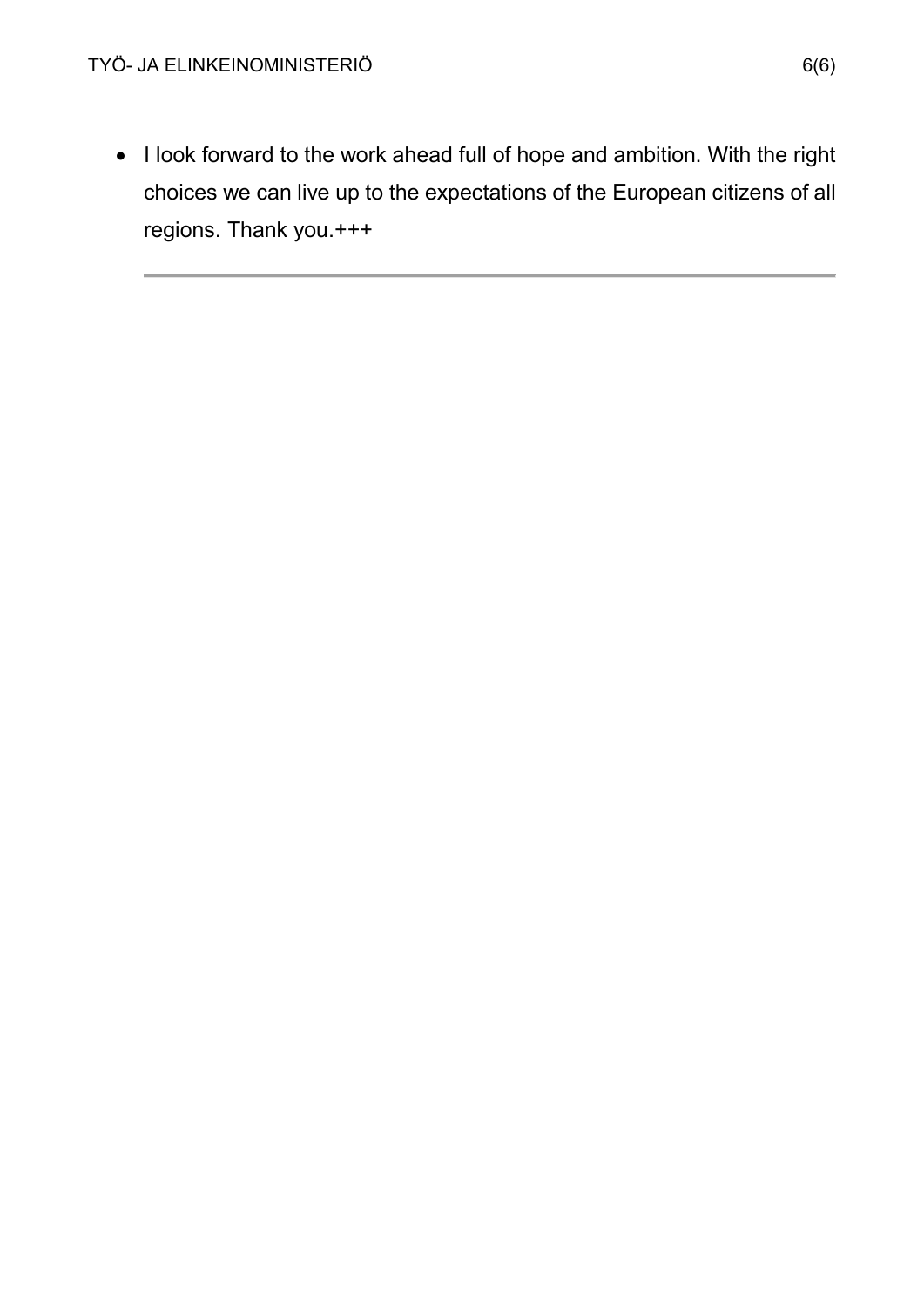- I look forward to the work ahead full of hope and ambition. With the right choices we can live up to the expectations of the European citizens of all regions. Thank you.+++

---